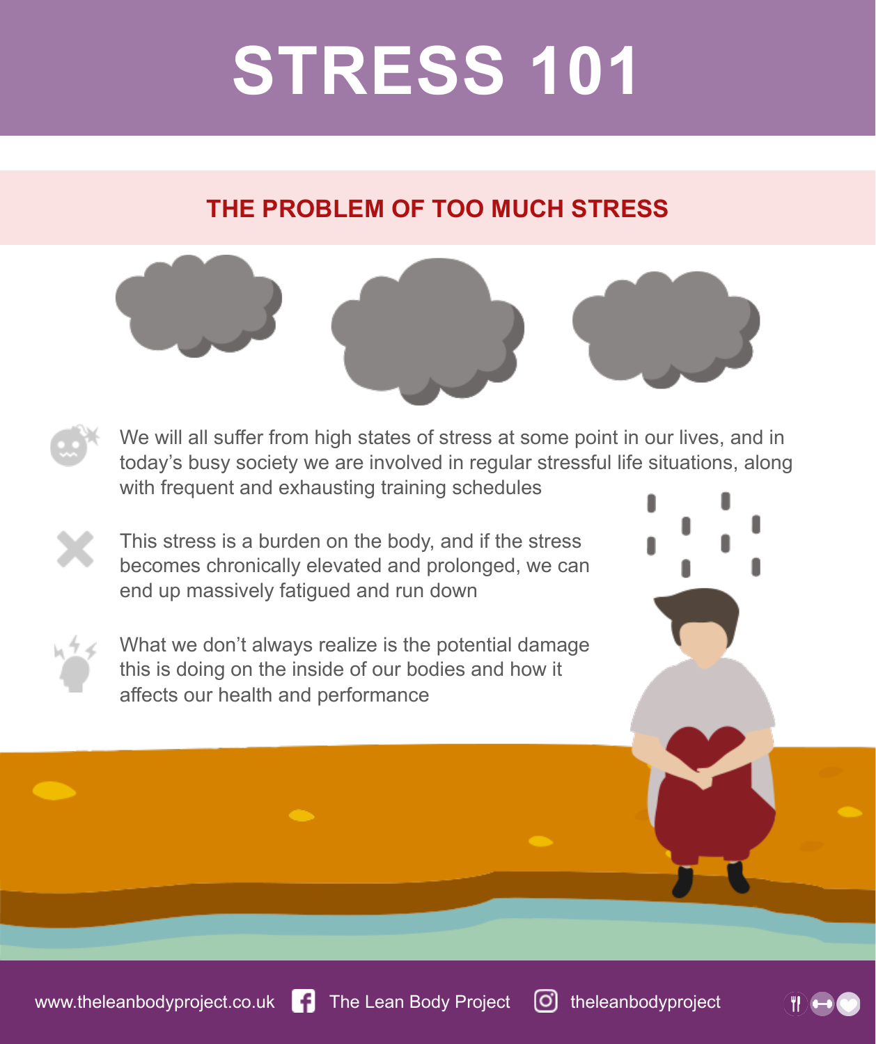# STRESS 101

## THE PROBLEM OF TOO MUCH STRESS

- We will all suffer from high states of stress at some point in our lives, and in today's busy society we are involved in regular stressful life situations, along with frequent and exhausting training schedules
- This stress is a burden on the body, and if the stress becomes chronically elevated and prolonged, we can end up massively fatigued and run down
- What we don't always realize is the potential damage this is doing on the inside of our bodies and how it affects our health and performance

www.theleanbodyproject.co.uk | The Lean Body Project | theleanbodyproject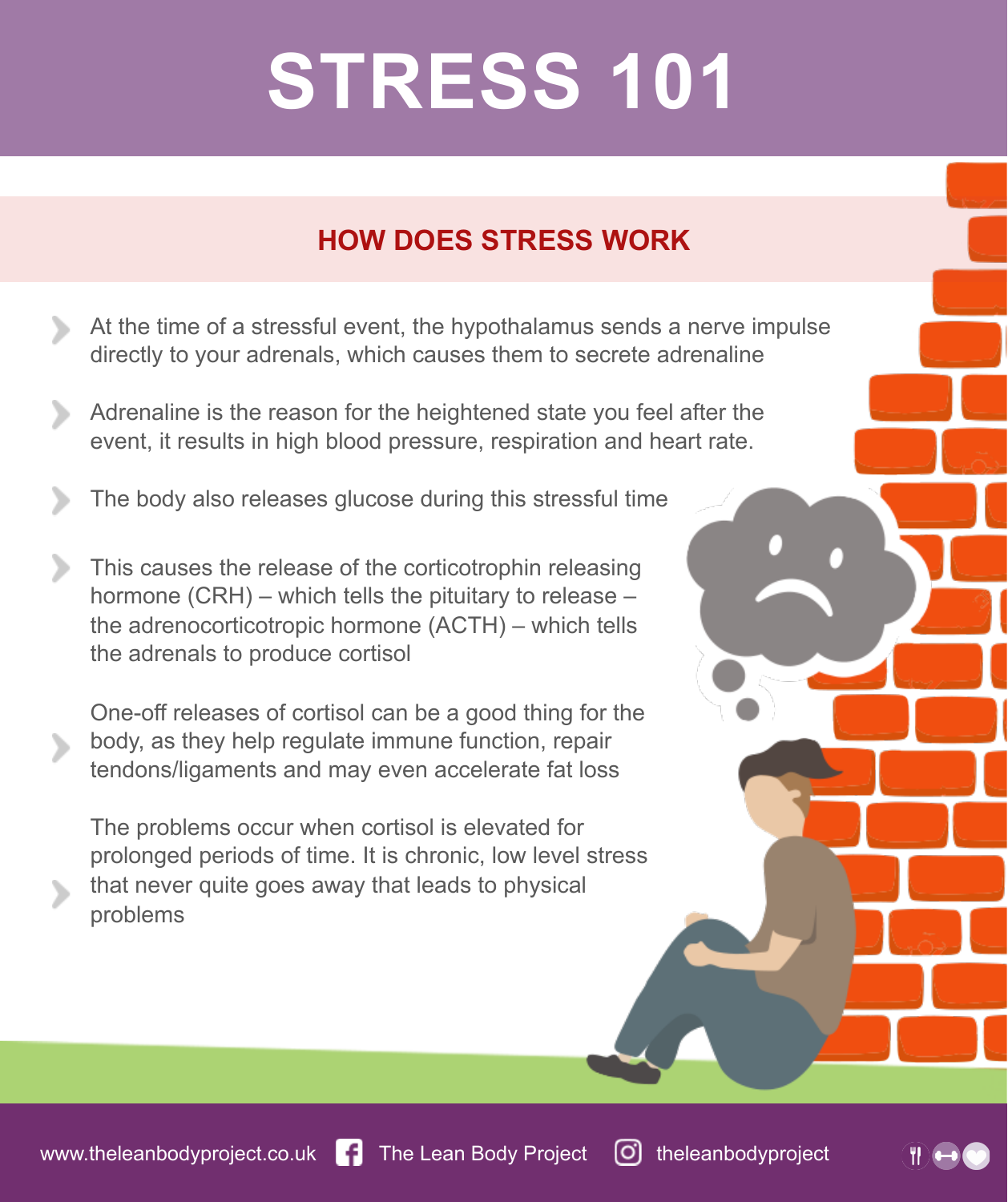# STRESS 101

## HOW DOES STRESS WORK

- At the time of a stressful event, the hypothalamus sends a nerve impulse directly to your adrenals, which causes them to secrete adrenaline
- Adrenaline is the reason for the heightened state you feel after the event, it results in high blood pressure, respiration and heart rate.
- The body also releases glucose during this stressful time
- This causes the release of the corticotrophin releasing hormone (CRH) – which tells the pituitary to release – the adrenocorticotropic hormone (ACTH) – which tells the adrenals to produce cortisol
- One-off releases of cortisol can be a good thing for the body, as they help regulate immune function, repair tendons/ligaments and may even accelerate fat loss
- The problems occur when cortisol is elevated for prolonged periods of time. It is chronic, low level stress that never quite goes away that leads to physical problems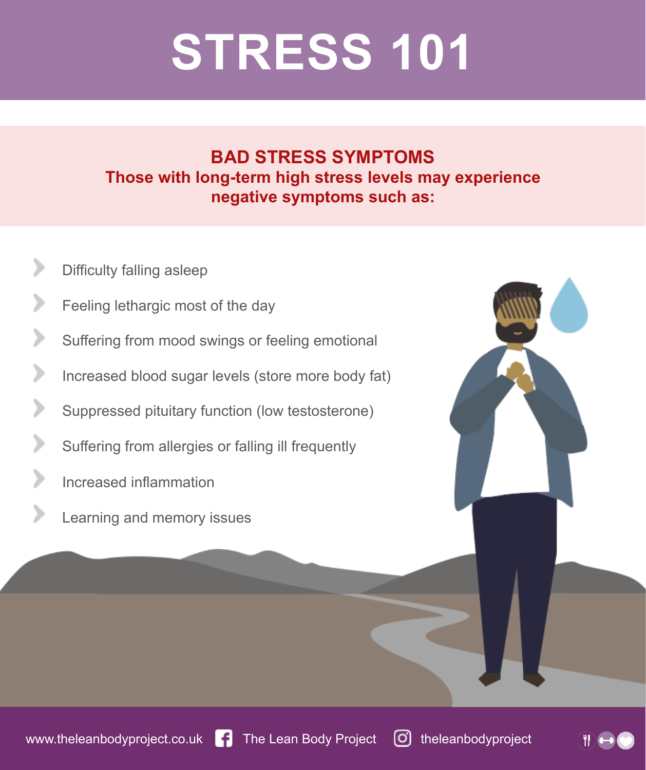# STRESS 101

## BAD STRESS SYMPTOMS

**Those with long-term high stress levels may experience negative symptoms such as:**

- Difficulty falling asleep
- Feeling lethargic most of the day
- Suffering from mood swings or feeling emotional
- Increased blood sugar levels (store more body fat)
- Suppressed pituitary function (low testosterone)
- Suffering from allergies or falling ill frequently
- Increased inflammation
- Learning and memory issues

www.theleanbodyproject.co.uk | The Lean Body Project | theleanbodyproject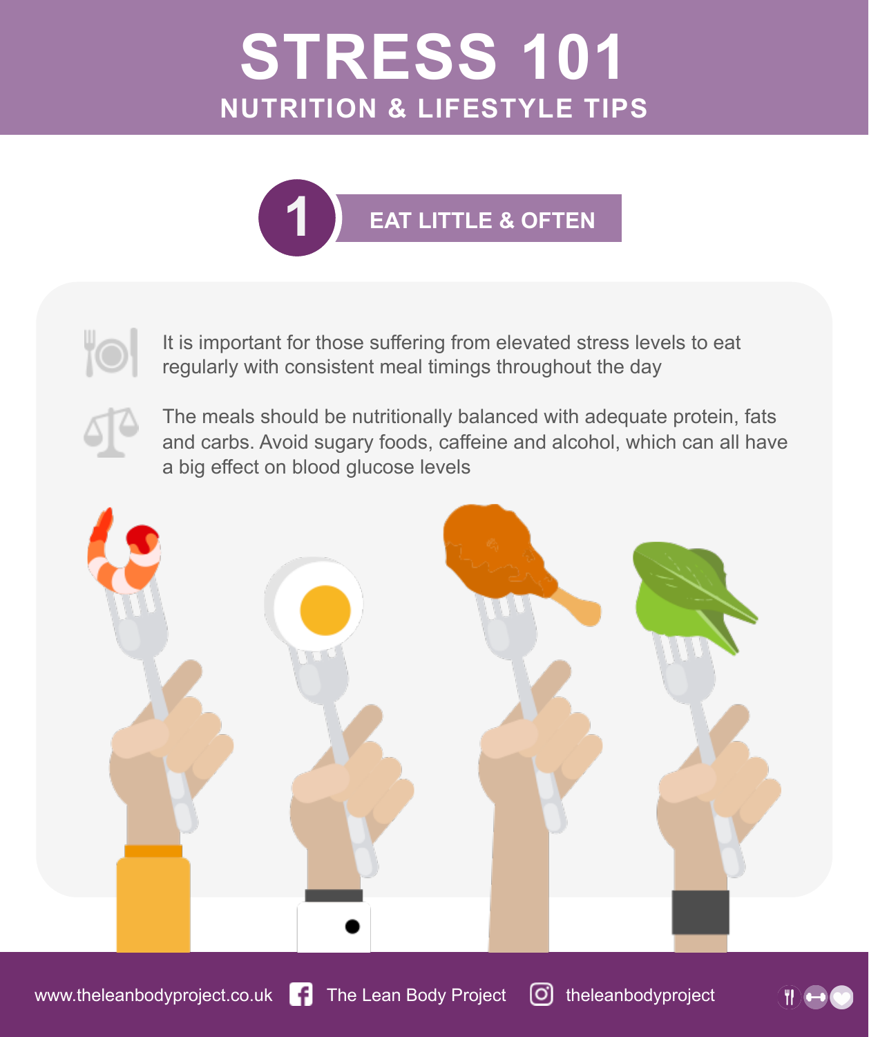# STRESS 101

## NUTRITION & LIFESTYLE TIPS

### 1 EAT LITTLE & OFTEN

It is important for those suffering from elevated stress levels to eat regularly with consistent meal timings throughout the day

The meals should be nutritionally balanced with adequate protein, fats and carbs. Avoid sugary foods, caffeine and alcohol, which can all have a big effect on blood glucose levels

www.theleanbodyproject.co.uk The Lean Body Project theleanbodyproject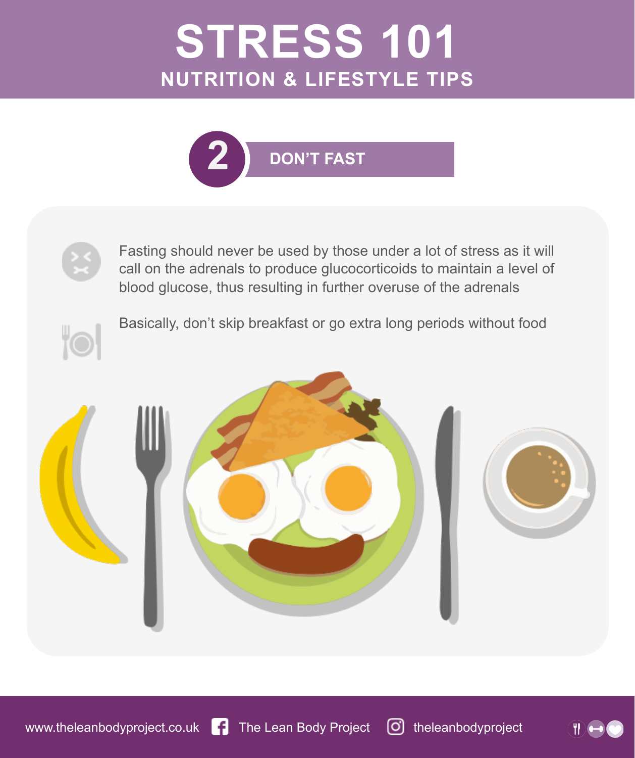# STRESS 101

## NUTRITION & LIFESTYLE TIPS

### 2 DON'T FAST

Fasting should never be used by those under a lot of stress as it will call on the adrenals to produce glucocorticoids to maintain a level of blood glucose, thus resulting in further overuse of the adrenals

Basically, don't skip breakfast or go extra long periods without food

www.theleanbodyproject.co.uk The Lean Body Project theleanbodyproject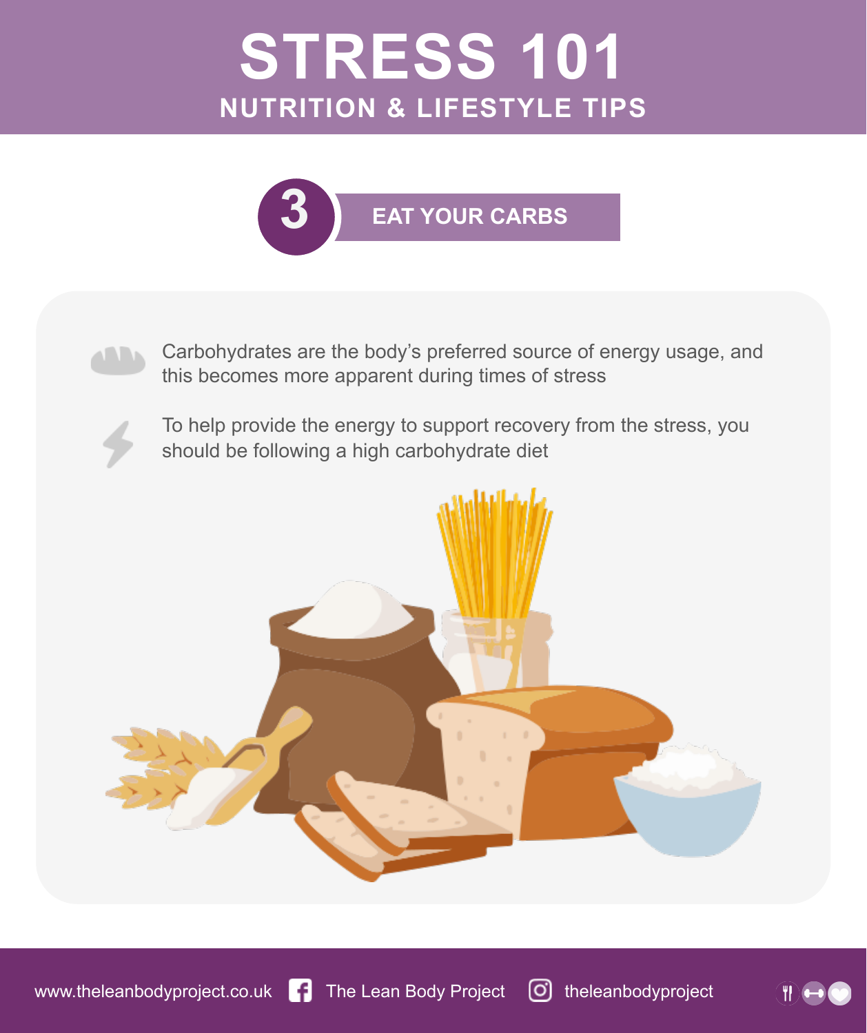# STRESS 101

## NUTRITION & LIFESTYLE TIPS

### 3 EAT YOUR CARBS

- Carbohydrates are the body's preferred source of energy usage, and this becomes more apparent during times of stress
- To help provide the energy to support recovery from the stress, you should be following a high carbohydrate diet

www.theleanbodyproject.co.uk The Lean Body Project theleanbodyproject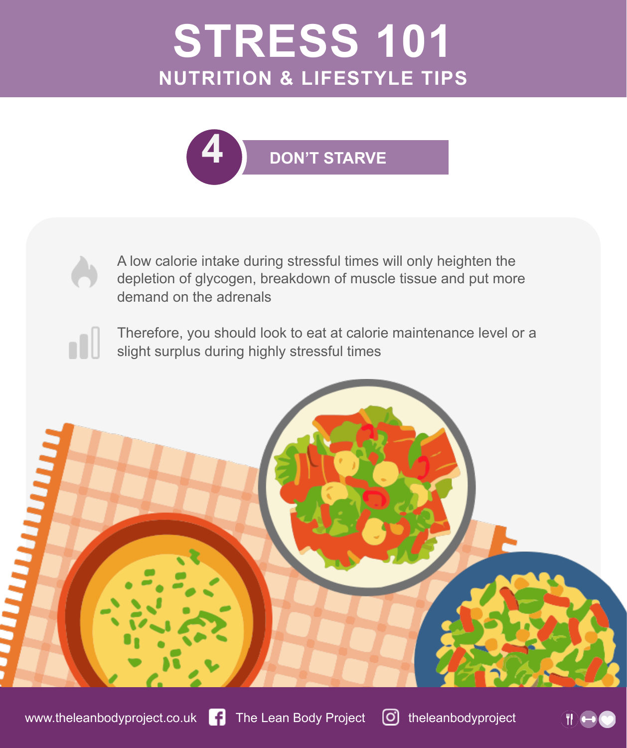# STRESS 101

## NUTRITION & LIFESTYLE TIPS

### 4 DON'T STARVE

- A low calorie intake during stressful times will only heighten the depletion of glycogen, breakdown of muscle tissue and put more demand on the adrenals
- Therefore, you should look to eat at calorie maintenance level or a slight surplus during highly stressful times

www.theleanbodyproject.co.uk | The Lean Body Project | theleanbodyproject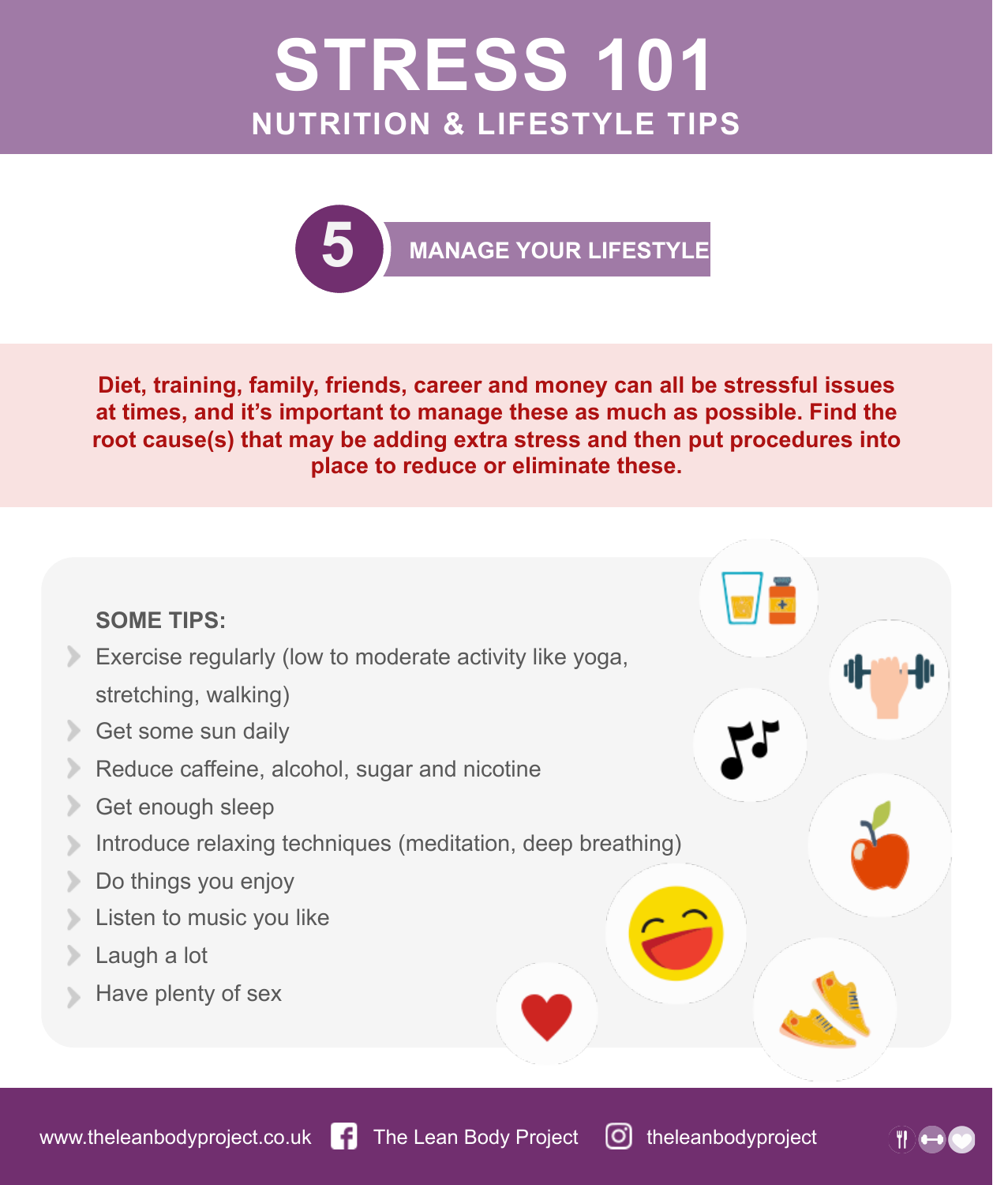# STRESS 101

## NUTRITION & LIFESTYLE TIPS

### 5 MANAGE YOUR LIFESTYLE

**Diet, training, family, friends, career and money can all be stressful issues at times, and it's important to manage these as much as possible. Find the root cause(s) that may be adding extra stress and then put procedures into place to reduce or eliminate these.**

**SOME TIPS:**

- Exercise regularly (low to moderate activity like yoga, stretching, walking)
- Get some sun daily
- Reduce caffeine, alcohol, sugar and nicotine
- Get enough sleep
- Introduce relaxing techniques (meditation, deep breathing)
- Do things you enjoy
- Listen to music you like
- Laugh a lot
- Have plenty of sex

www.theleanbodyproject.co.uk The Lean Body Project theleanbodyproject